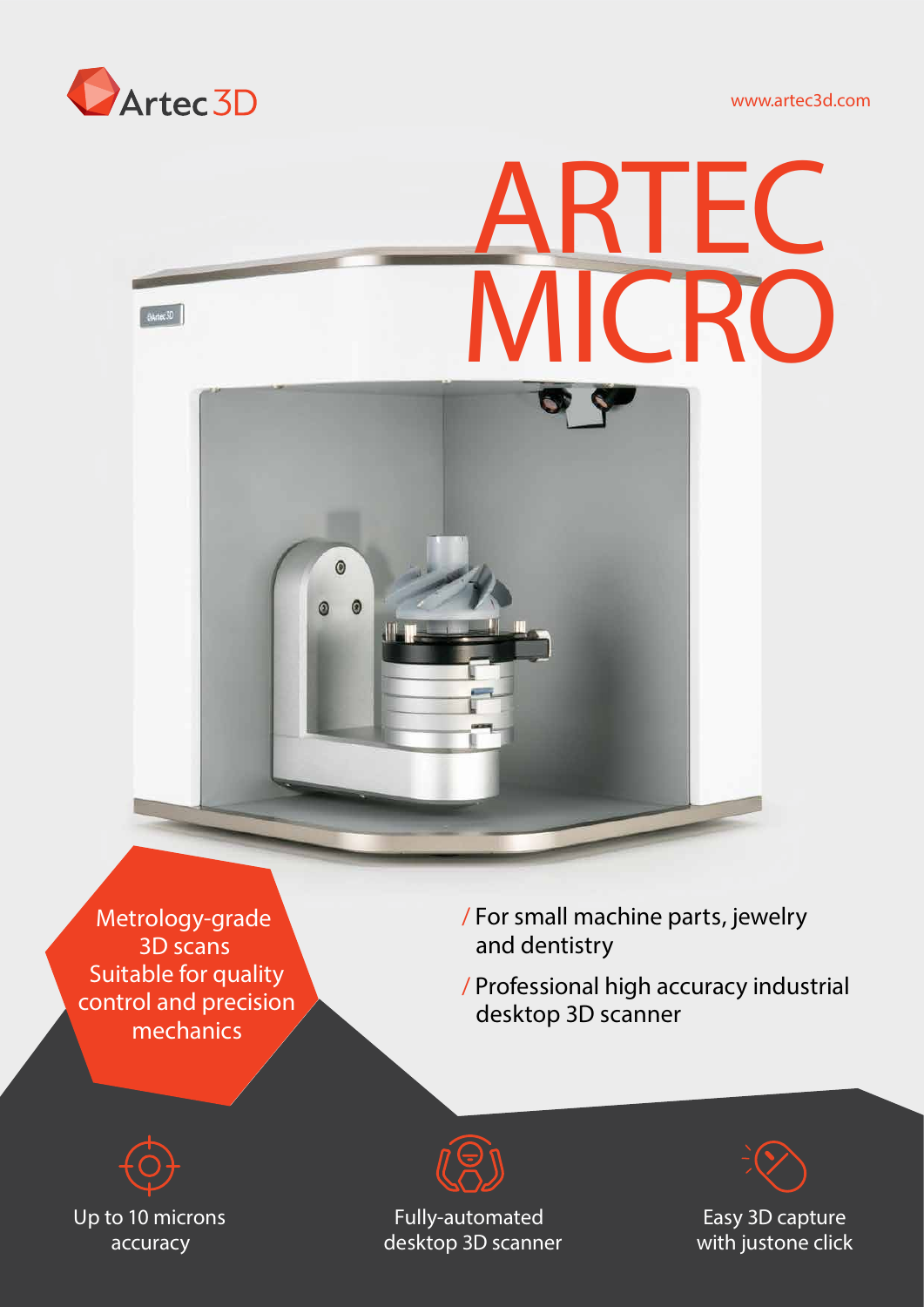Artec 3D

www.artec3d.com

# ARTEC MICRO

Metrology-grade 3D scans
Suitable for quality control and precision mechanics

/ For small machine parts, jewelry and dentistry

/ Professional high accuracy industrial desktop 3D scanner

Up to 10 microns accuracy

Fully-automated desktop 3D scanner

Easy 3D capture with justone click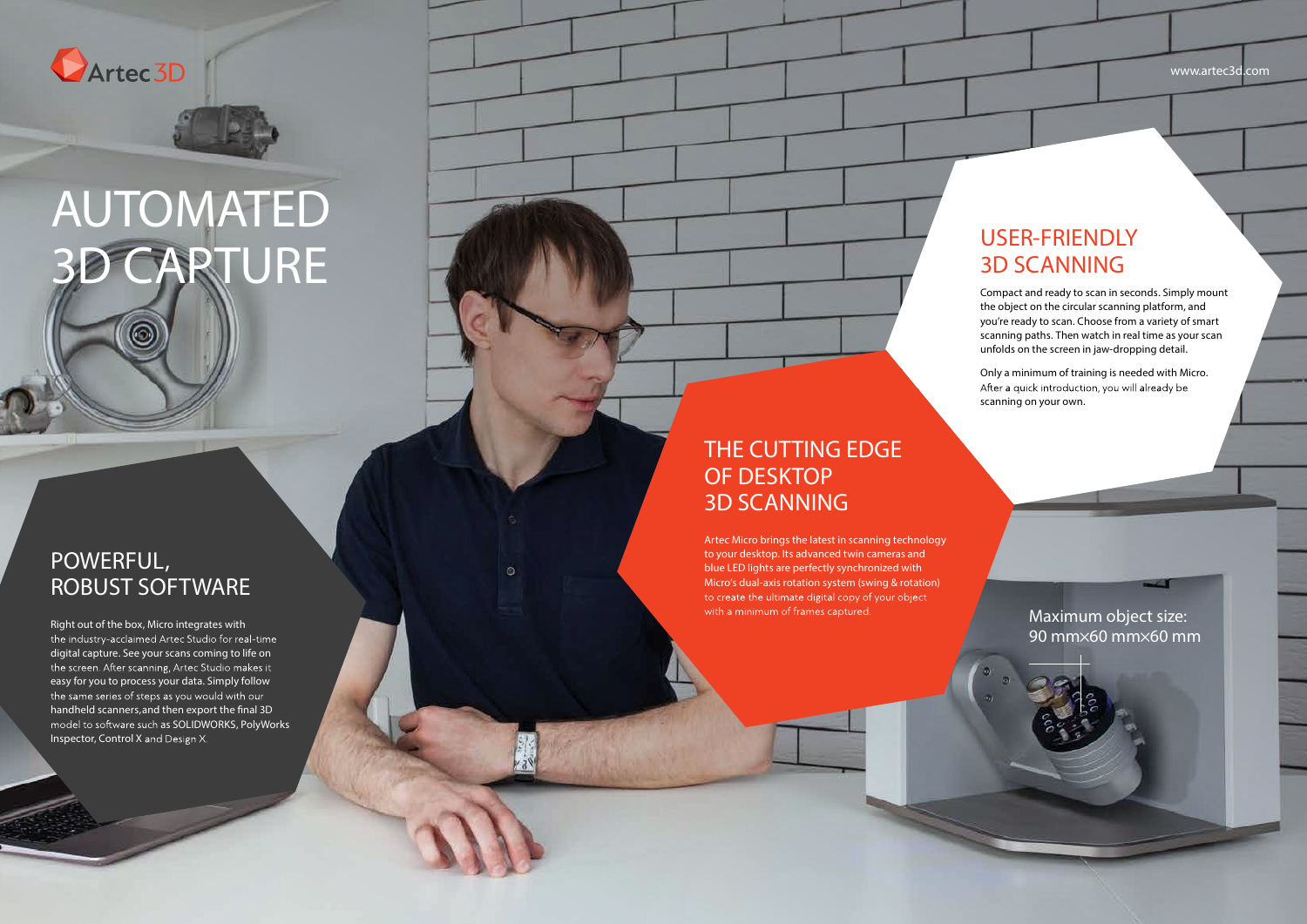# AUTOMATED 3D CAPTURE

## USER-FRIENDLY 3D SCANNING

Compact and ready to scan in seconds. Simply mount the object on the circular scanning platform, and you're ready to scan. Choose from a variety of smart scanning paths. Then watch in real time as your scan unfolds on the screen in jaw-dropping detail.

Only a minimum of training is needed with Micro. After a quick introduction, you will already be scanning on your own.

## THE CUTTING EDGE OF DESKTOP 3D SCANNING

Artec Micro brings the latest in scanning technology to your desktop. Its advanced twin cameras and blue LED lights are perfectly synchronized with Micro's dual-axis rotation system (swing & rotation) to create the ultimate digital copy of your object with a minimum of frames captured.

## POWERFUL, ROBUST SOFTWARE

Right out of the box, Micro integrates with the industry-acclaimed Artec Studio for real-time digital capture. See your scans coming to life on the screen. After scanning, Artec Studio makes it easy for you to process your data. Simply follow the same series of steps as you would with our handheld scanners,and then export the final 3D model to software such as SOLIDWORKS, PolyWorks Inspector, Control X and Design X.

Maximum object size: 90 mm×60 mm×60 mm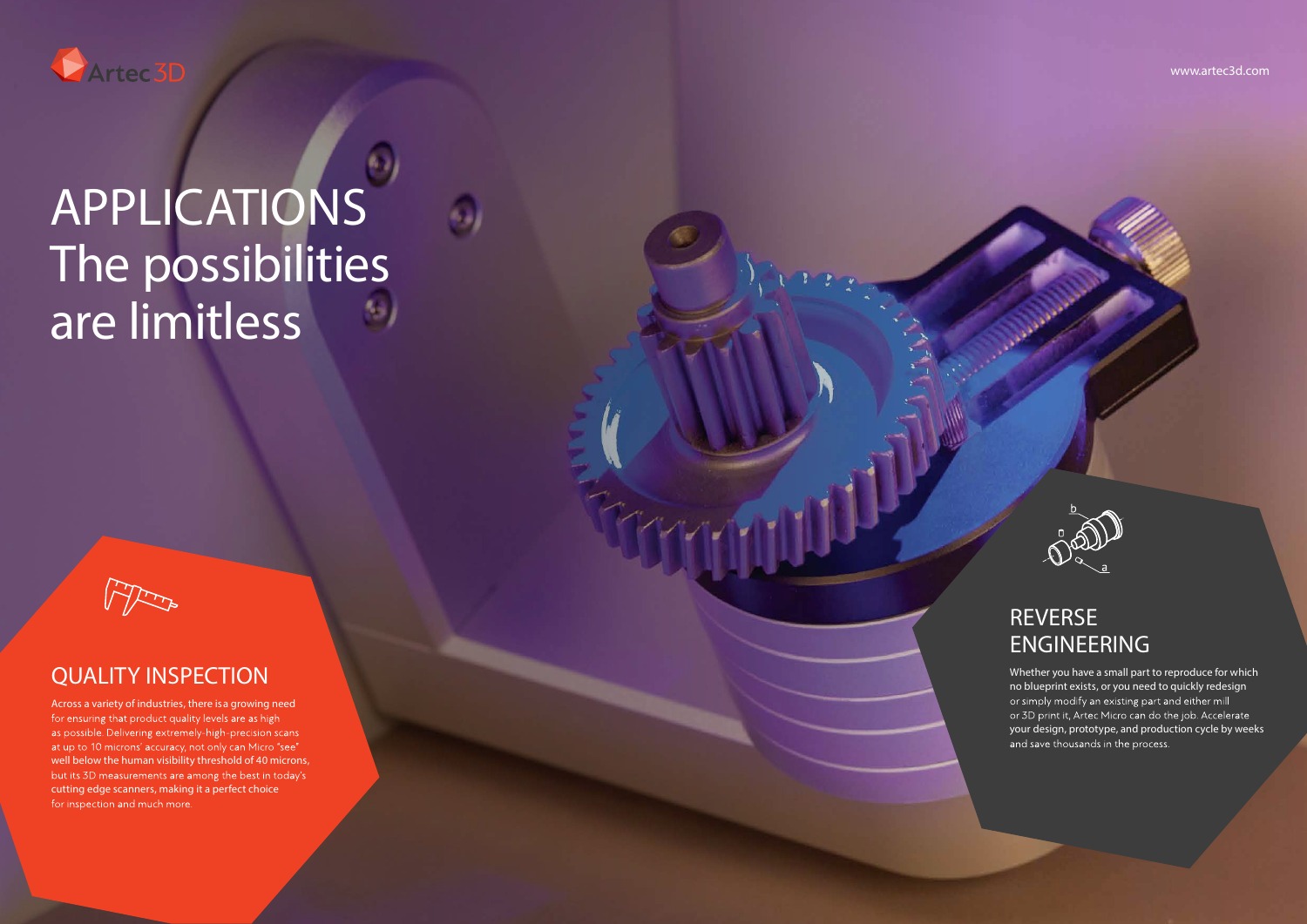# APPLICATIONS The possibilities are limitless

## QUALITY INSPECTION

Across a variety of industries, there is a growing need for ensuring that product quality levels are as high as possible. Delivering extremely-high-precision scans at up to 10 microns' accuracy, not only can Micro "see" well below the human visibility threshold of 40 microns, but its 3D measurements are among the best in today's cutting edge scanners, making it a perfect choice for inspection and much more.

## REVERSE ENGINEERING

Whether you have a small part to reproduce for which no blueprint exists, or you need to quickly redesign or simply modify an existing part and either mill or 3D print it, Artec Micro can do the job. Accelerate your design, prototype, and production cycle by weeks and save thousands in the process.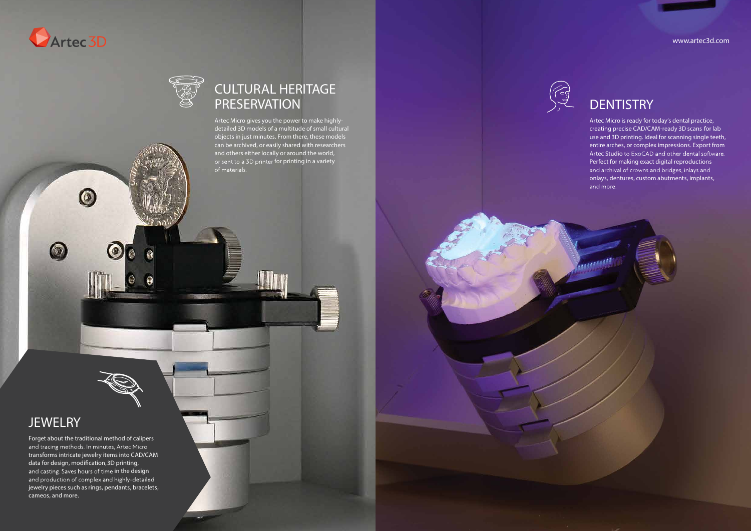## CULTURAL HERITAGE PRESERVATION

Artec Micro gives you the power to make highly-detailed 3D models of a multitude of small cultural objects in just minutes. From there, these models can be archived, or easily shared with researchers and others either locally or around the world, or sent to a 3D printer for printing in a variety of materials.

## DENTISTRY

Artec Micro is ready for today's dental practice, creating precise CAD/CAM-ready 3D scans for lab use and 3D printing. Ideal for scanning single teeth, entire arches, or complex impressions. Export from Artec Studio to ExoCAD and other dental software. Perfect for making exact digital reproductions and archival of crowns and bridges, inlays and onlays, dentures, custom abutments, implants, and more.

## JEWELRY

Forget about the traditional method of calipers and tracing methods. In minutes, Artec Micro transforms intricate jewelry items into CAD/CAM data for design, modification, 3D printing, and casting. Saves hours of time in the design and production of complex and highly-detailed jewelry pieces such as rings, pendants, bracelets, cameos, and more.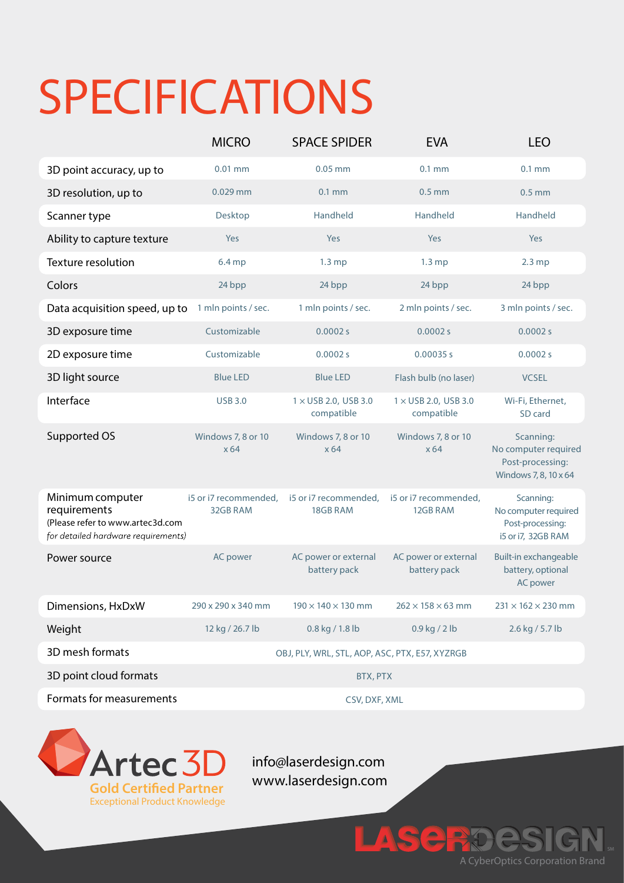# SPECIFICATIONS

| | MICRO | SPACE SPIDER | EVA | LEO |
|---|---|---|---|---|
| 3D point accuracy, up to | 0.01 mm | 0.05 mm | 0.1 mm | 0.1 mm |
| 3D resolution, up to | 0.029 mm | 0.1 mm | 0.5 mm | 0.5 mm |
| Scanner type | Desktop | Handheld | Handheld | Handheld |
| Ability to capture texture | Yes | Yes | Yes | Yes |
| Texture resolution | 6.4 mp | 1.3 mp | 1.3 mp | 2.3 mp |
| Colors | 24 bpp | 24 bpp | 24 bpp | 24 bpp |
| Data acquisition speed, up to | 1 mln points / sec. | 1 mln points / sec. | 2 mln points / sec. | 3 mln points / sec. |
| 3D exposure time | Customizable | 0.0002 s | 0.0002 s | 0.0002 s |
| 2D exposure time | Customizable | 0.0002 s | 0.00035 s | 0.0002 s |
| 3D light source | Blue LED | Blue LED | Flash bulb (no laser) | VCSEL |
| Interface | USB 3.0 | 1 × USB 2.0, USB 3.0 compatible | 1 × USB 2.0, USB 3.0 compatible | Wi-Fi, Ethernet, SD card |
| Supported OS | Windows 7, 8 or 10 x 64 | Windows 7, 8 or 10 x 64 | Windows 7, 8 or 10 x 64 | Scanning: No computer required Post-processing: Windows 7, 8, 10 x 64 |
| Minimum computer requirements (Please refer to www.artec3d.com *for detailed hardware requirements)* | i5 or i7 recommended, 32GB RAM | i5 or i7 recommended, 18GB RAM | i5 or i7 recommended, 12GB RAM | Scanning: No computer required Post-processing: i5 or i7, 32GB RAM |
| Power source | AC power | AC power or external battery pack | AC power or external battery pack | Built-in exchangeable battery, optional AC power |
| Dimensions, HxDxW | 290 x 290 x 340 mm | 190 × 140 × 130 mm | 262 × 158 × 63 mm | 231 × 162 × 230 mm |
| Weight | 12 kg / 26.7 lb | 0.8 kg / 1.8 lb | 0.9 kg / 2 lb | 2.6 kg / 5.7 lb |
| 3D mesh formats | OBJ, PLY, WRL, STL, AOP, ASC, PTX, E57, XYZRGB | | | |
| 3D point cloud formats | BTX, PTX | | | |
| Formats for measurements | CSV, DXF, XML | | | |

Artec 3D
Gold Certified Partner
Exceptional Product Knowledge

info@laserdesign.com
www.laserdesign.com

LASER DESIGN
A CyberOptics Corporation Brand